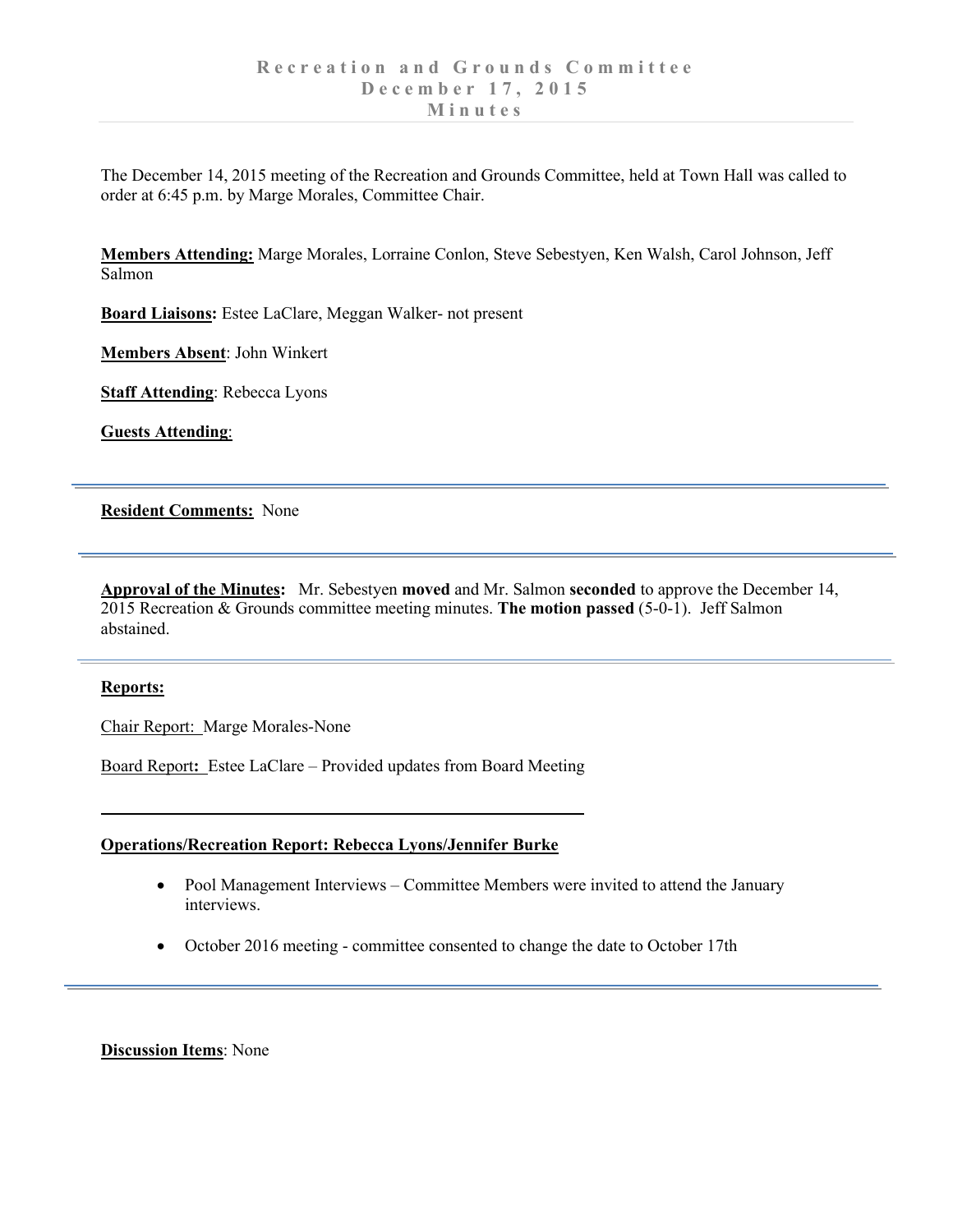# Recreation and Grounds Committee
# December 17, 2015
# Minutes

The December 14, 2015 meeting of the Recreation and Grounds Committee, held at Town Hall was called to order at 6:45 p.m. by Marge Morales, Committee Chair.

**Members Attending:** Marge Morales, Lorraine Conlon, Steve Sebestyen, Ken Walsh, Carol Johnson, Jeff Salmon

**Board Liaisons:** Estee LaClare, Meggan Walker- not present

**Members Absent**: John Winkert

**Staff Attending**: Rebecca Lyons

**Guests Attending**:

---

**Resident Comments:** None

---

**Approval of the Minutes:** Mr. Sebestyen **moved** and Mr. Salmon **seconded** to approve the December 14, 2015 Recreation & Grounds committee meeting minutes. **The motion passed** (5-0-1). Jeff Salmon abstained.

---

**Reports:**

Chair Report: Marge Morales-None

Board Report: Estee LaClare – Provided updates from Board Meeting

---

**Operations/Recreation Report: Rebecca Lyons/Jennifer Burke**

- Pool Management Interviews – Committee Members were invited to attend the January interviews.
- October 2016 meeting - committee consented to change the date to October 17th

---

**Discussion Items**: None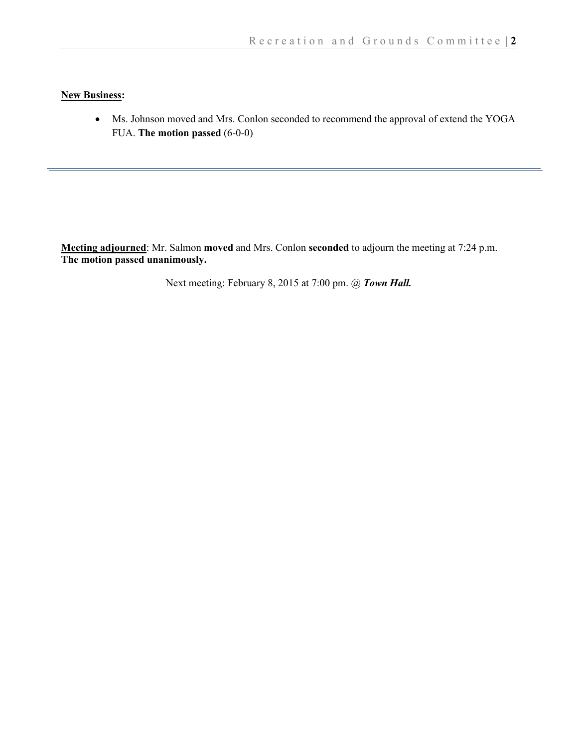**New Business:**

- Ms. Johnson moved and Mrs. Conlon seconded to recommend the approval of extend the YOGA FUA. **The motion passed** (6-0-0)

---

**Meeting adjourned**: Mr. Salmon **moved** and Mrs. Conlon **seconded** to adjourn the meeting at 7:24 p.m. **The motion passed unanimously.**

Next meeting: February 8, 2015 at 7:00 pm. @ ***Town Hall.***